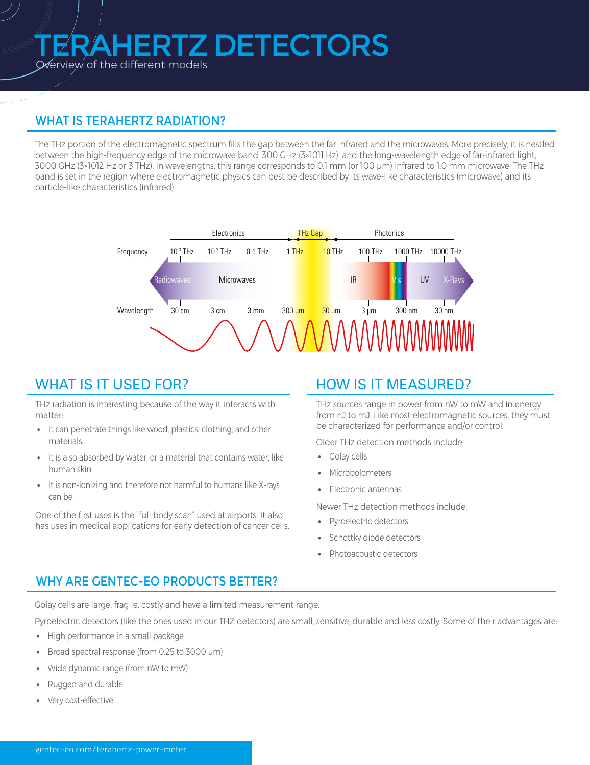# TERAHERTZ DETECTORS

Overview of the different models

## WHAT IS TERAHERTZ RADIATION?

The THz portion of the electromagnetic spectrum fills the gap between the far infrared and the microwaves. More precisely, it is nestled between the high-frequency edge of the microwave band, 300 GHz (3×1011 Hz), and the long-wavelength edge of far-infrared light, 3000 GHz (3×1012 Hz or 3 THz). In wavelengths, this range corresponds to 0.1 mm (or 100 μm) infrared to 1.0 mm microwave. The THz band is set in the region where electromagnetic physics can best be described by its wave-like characteristics (microwave) and its particle-like characteristics (infrared).

## WHAT IS IT USED FOR?

THz radiation is interesting because of the way it interacts with matter:

- It can penetrate things like wood, plastics, clothing, and other materials.
- It is also absorbed by water, or a material that contains water, like human skin.
- It is non-ionizing and therefore not harmful to humans like X-rays can be.

One of the first uses is the "full body scan" used at airports. It also has uses in medical applications for early detection of cancer cells.

## HOW IS IT MEASURED?

THz sources range in power from nW to mW and in energy from nJ to mJ. Like most electromagnetic sources, they must be characterized for performance and/or control.

Older THz detection methods include:

- Golay cells
- Microbolometers
- Electronic antennas

Newer THz detection methods include:

- Pyroelectric detectors
- Schottky diode detectors
- Photoacoustic detectors

## WHY ARE GENTEC-EO PRODUCTS BETTER?

Golay cells are large, fragile, costly and have a limited measurement range.

Pyroelectric detectors (like the ones used in our THZ detectors) are small, sensitive, durable and less costly. Some of their advantages are:

- High performance in a small package
- Broad spectral response (from 0.25 to 3000 μm)
- Wide dynamic range (from nW to mW)
- Rugged and durable
- Very cost-effective

gentec-eo.com/terahertz-power-meter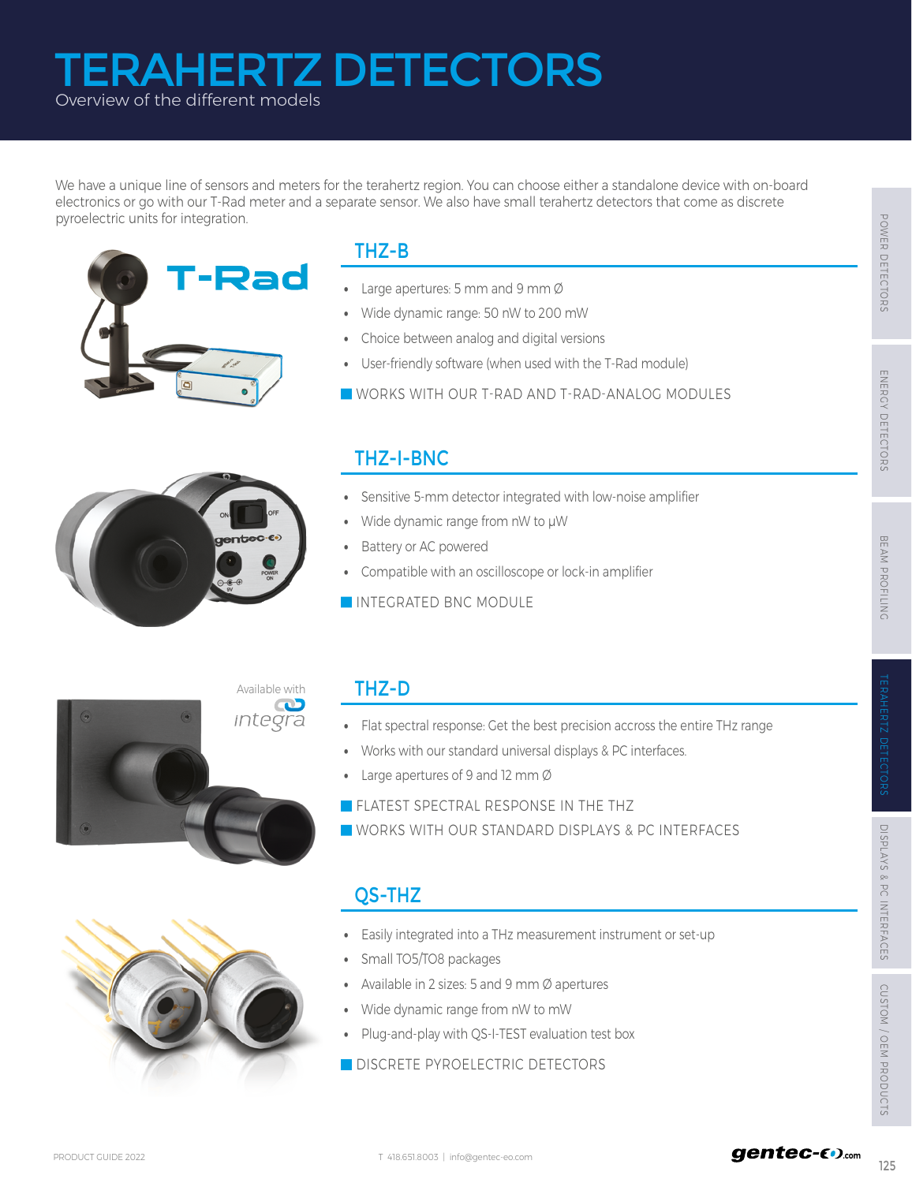# TERAHERTZ DETECTORS

Overview of the different models

We have a unique line of sensors and meters for the terahertz region. You can choose either a standalone device with on-board electronics or go with our T-Rad meter and a separate sensor. We also have small terahertz detectors that come as discrete pyroelectric units for integration.

T-Rad

## THZ-B

- Large apertures: 5 mm and 9 mm Ø
- Wide dynamic range: 50 nW to 200 mW
- Choice between analog and digital versions
- User-friendly software (when used with the T-Rad module)

WORKS WITH OUR T-RAD AND T-RAD-ANALOG MODULES

## THZ-I-BNC

- Sensitive 5-mm detector integrated with low-noise amplifier
- Wide dynamic range from nW to μW
- Battery or AC powered
- Compatible with an oscilloscope or lock-in amplifier

INTEGRATED BNC MODULE

Available with integra

## THZ-D

- Flat spectral response: Get the best precision accross the entire THz range
- Works with our standard universal displays & PC interfaces.
- Large apertures of 9 and 12 mm Ø

FLATEST SPECTRAL RESPONSE IN THE THZ

WORKS WITH OUR STANDARD DISPLAYS & PC INTERFACES

## QS-THZ

- Easily integrated into a THz measurement instrument or set-up
- Small TO5/TO8 packages
- Available in 2 sizes: 5 and 9 mm Ø apertures
- Wide dynamic range from nW to mW
- Plug-and-play with QS-I-TEST evaluation test box

DISCRETE PYROELECTRIC DETECTORS